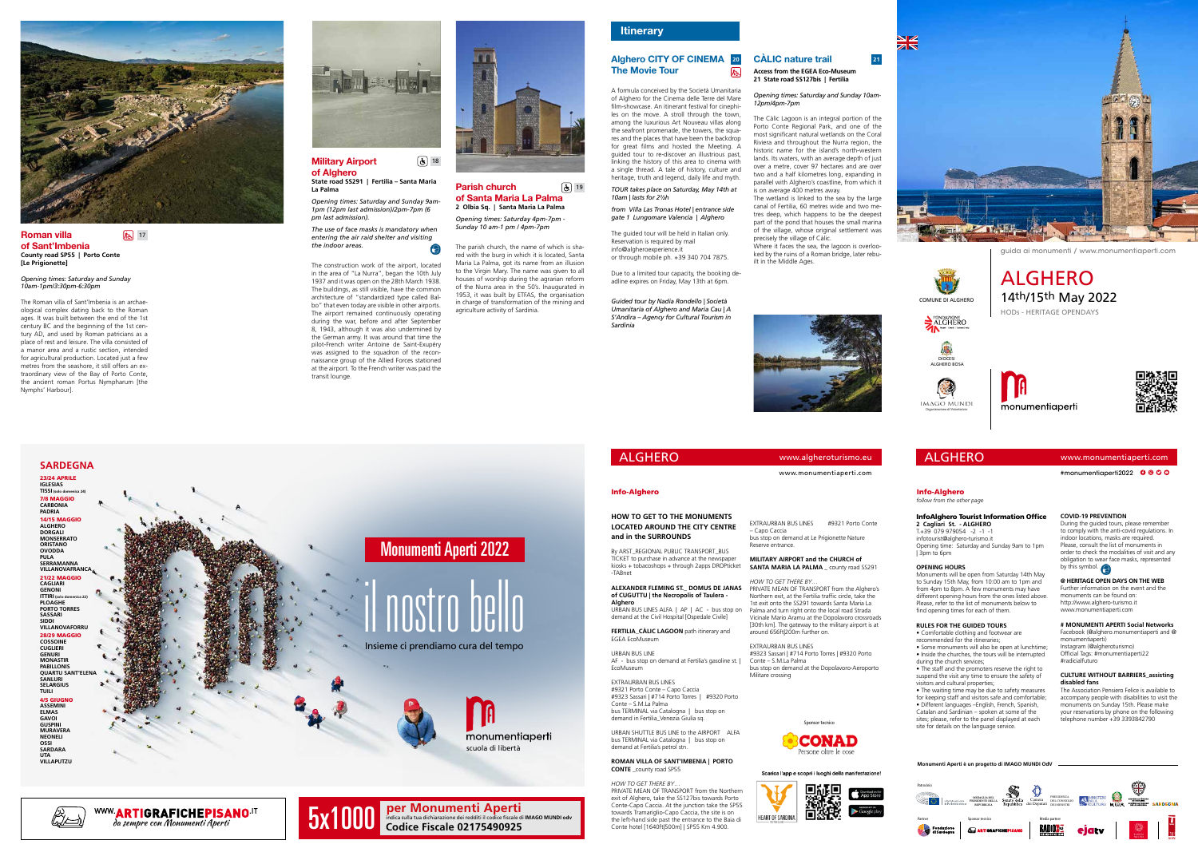# ALGHERO

## 14th/15th May 2022

HODs - HERITAGE OPENDAYS

guida ai monumenti / www.monumentiaperti.com

COMUNE DI ALGHERO

FONDAZIONE ALGHERO

DIOCESI ALGHERO-BOSA

IMAGO MUNDI

monumentiaperti

## Roman villa of Sant'Imbenia 17

**County road SP55 | Porto Conte [Le Prigionette]**

*Opening times: Saturday and Sunday 10am-1pm/3:30pm-6:30pm*

The Roman villa of Sant'Imbenia is an archaeological complex dating back to the Roman ages. It was built between the end of the 1st century BC and the beginning of the 1st century AD, and used by Roman patricians as a place of rest and leisure. The villa consisted of a manor area and a rustic section, intended for agricultural production. Located just a few metres from the seashore, it still offers an extraordinary view of the Bay of Porto Conte, the ancient roman Portus Nympharum [the Nymphs' Harbour].

## Military Airport of Alghero 18

**State road SS291 | Fertilia – Santa Maria La Palma**

*Opening times: Saturday and Sunday 9am-1pm (12pm last admission)/2pm-7pm (6 pm last admission).*

*The use of face masks is mandatory when entering the air raid shelter and visiting the indoor areas.*

The construction work of the airport, located in the area of "La Nurra", began the 10th July 1937 and it was open on the 28th March 1938. The buildings, as still visible, have the common architecture of "standardized type called Balbo" that even today are visible in other airports. The airport remained continuously operating during the war, before and after September 8, 1943, although it was also undermined by the German army. It was around that time the pilot-French writer Antoine de Saint-Exupéry was assigned to the squadron of the reconnaissance group of the Allied Forces stationed at the airport. To the French writer was paid the transit lounge.

## Parish church of Santa Maria La Palma 19

**2 Olbia Sq. | Santa Maria La Palma**

*Opening times: Saturday 4pm-7pm - Sunday 10 am-1 pm / 4pm-7pm*

The parish church, the name of which is shared with the burg in which it is located, Santa Maria La Palma, got its name from an illusion to the Virgin Mary. The name was given to all houses of worship during the agrarian reform of the Nurra area in the 50's. Inaugurated in 1953, it was built by ETFAS, the organisation in charge of transformation of the mining and agriculture activity of Sardinia.

## Itinerary

### Alghero CITY OF CINEMA The Movie Tour 20

A formula conceived by the Società Umanitaria of Alghero for the Cinema delle Terre del Mare film-showcase. An itinerant festival for cinephiles on the move. A stroll through the town, among the luxurious Art Nouveau villas along the seafront promenade, the towers, the squares and the places that have been the backdrop for great films and hosted the Meeting. A guided tour to re-discover an illustrious past, linking the history of this area to cinema with a single thread. A tale of history, culture and heritage, truth and legend, daily life and myth.

*TOUR takes place on Saturday, May 14th at 10am | lasts for 2½h*

*from Villa Las Tronas Hotel | entrance side gate 1 Lungomare Valencia | Alghero*

The guided tour will be held in Italian only. Reservation is required by mail info@algheroexperience.it or through mobile ph. +39 340 704 7875.

Due to a limited tour capacity, the booking deadline expires on Friday, May 13th at 6pm.

*Guided tour by Nadia Rondello | Società Umanitaria of Alghero and Maria Cau | A S'Andira – Agency for Cultural Tourism in Sardinia*

### CÀLIC nature trail 21

**Access from the EGEA Eco-Museum 21 State road SS127bis | Fertilia**

*Opening times: Saturday and Sunday 10am-12pm/4pm-7pm*

The Càlic Lagoon is an integral portion of the Porto Conte Regional Park, and one of the most significant natural wetlands on the Coral Riviera and throughout the Nurra region, the historic name for the island's north-western lands. Its waters, with an average depth of just over a metre, cover 97 hectares and are over two and a half kilometres long, expanding in parallel with Alghero's coastline, from which it is on average 400 metres away.

The wetland is linked to the sea by the large canal of Fertilia, 60 metres wide and two metres deep, which happens to be the deepest part of the pond that houses the small marina of the village, whose original settlement was precisely the village of Càlic.

Where it faces the sea, the lagoon is overlooked by the ruins of a Roman bridge, later rebuilt in the Middle Ages.

## SARDEGNA

**23/24 APRILE**
IGLESIAS
TISSI (solo domenica 24)

**7/8 MAGGIO**
CARBONIA
PADRIA

**14/15 MAGGIO**
ALGHERO
DORGALI
MONSERRATO
ORISTANO
OVODDA
PULA
SERRAMANNA
VILLANOVAFRANCA

**21/22 MAGGIO**
CAGLIARI
GENONI
ITTIRI (solo domenica 22)
PLOAGHE
PORTO TORRES
SASSARI
SIDDI
VILLANOVAFORRU

**28/29 MAGGIO**
COSSOINE
CUGLIERI
GENURI
MONASTIR
PABILLONIS
QUARTU SANT'ELENA
SANLURI
SELARGIUS
TUILI

**4/5 GIUGNO**
ASSEMINI
ELMAS
GAVOI
GUSPINI
MURAVERA
NEONELI
OSSI
SARDARA
UTA
VILLAPUTZU

Monumenti Aperti 2022

il nostro bello

Insieme ci prendiamo cura del tempo

monumentiaperti
scuola di libertà

WWW.ARTIGRAFICHEPISANO.IT
da sempre con Monumenti Aperti

5x1000 **per Monumenti Aperti**
indica sulla tua dichiarazione dei redditi il codice fiscale di IMAGO MUNDI odv
**Codice Fiscale 02175490925**

# ALGHERO

www.algheroturismo.eu

www.monumentiaperti.com

## Info-Alghero

### HOW TO GET TO THE MONUMENTS LOCATED AROUND THE CITY CENTRE and in the SURROUNDS

By ARST_REGIONAL PUBLIC TRANSPORT_BUS TICKET to purchase in advance at the newspaper kiosks + tobaccoshops + through 2apps DROPticket -TABnet

**ALEXANDER FLEMING ST._ DOMUS DE JANAS of CUGUTTU | the Necropolis of Taulera - Alghero**
URBAN BUS LINES ALFA | AP | AC - bus stop on demand at the Civil Hospital [Ospedale Civile]

**FERTILIA_CÀLIC LAGOON** path itinerary and EGEA EcoMuseum

URBAN BUS LINE
AF - bus stop on demand at Fertilia's gasoline st. | EcoMuseum

EXTRAURBAN BUS LINES
#9321 Porto Conte – Capo Caccia
#9323 Sassari | #714 Porto Torres | #9320 Porto Conte – S.M.La Palma
bus TERMINAL via Catalogna | bus stop on demand in Fertilia_Venezia Giulia sq.

URBAN SHUTTLE BUS LINE to the AIRPORT ALFA bus TERMINAL via Catalogna | bus stop on demand at Fertilia's petrol stn.

**ROMAN VILLA OF SANT'IMBENIA | PORTO CONTE** _county road SP55

*HOW TO GET THERE BY…*
PRIVATE MEAN OF TRANSPORT from the Northern exit of Alghero, take the SS127bis towards Porto Conte-Capo Caccia. At the junction take the SP55 towards Tramariglio-Capo Caccia, the site is on the left-hand side past the entrance to the Baia di Conte hotel [1640ft|500m] | SP55 Km 4.900.

EXTRAURBAN BUS LINES #9321 Porto Conte – Capo Caccia
bus stop on demand at Le Prigionette Nature Reserve entrance.

**MILITARY AIRPORT and the CHURCH of SANTA MARIA LA PALMA** _ county road SS291

*HOW TO GET THERE BY…*
PRIVATE MEAN OF TRANSPORT from the Alghero's Northern exit, at the Fertilia traffic circle, take the 1st exit onto the SS291 towards Santa Maria La Palma and turn right onto the local road Strada Vicinale Mario Aramu at the Dopolavoro crossroads [30th km]. The gateway to the military airport is at around 656ft|200m further on.

EXTRAURBAN BUS LINES
#9323 Sassari | #714 Porto Torres | #9320 Porto Conte – S.M.La Palma
bus stop on demand at the Dopolavoro-Aeroporto Militare crossing

Sponsor tecnico

CONAD Persone oltre le cose

Scarica l'app e scopri i luoghi della manifestazione!

# ALGHERO

www.monumentiaperti.com

#monumentiaperti2022

## Info-Alghero

*follow from the other page*

### InfoAlghero Tourist Information Office

**2 Cagliari St. - ALGHERO**
T.+39 079 979054 -2 -1 -1
infotourist@alghero-turismo.it
Opening time: Saturday and Sunday 9am to 1pm | 3pm to 6pm

### OPENING HOURS

Monuments will be open from Saturday 14th May to Sunday 15th May, from 10:00 am to 1pm and from 4pm to 8pm. A few monuments may have different opening hours from the ones listed above. Please, refer to the list of monuments below to find opening times for each of them.

### RULES FOR THE GUIDED TOURS

- Comfortable clothing and footwear are recommended for the itineraries;
- Some monuments will also be open at lunchtime;
- Inside the churches, the tours will be interrupted during the church services;
- The staff and the promoters reserve the right to suspend the visit any time to ensure the safety of visitors and cultural properties;
- The waiting time may be due to safety measures for keeping staff and visitors safe and comfortable;
- Different languages –English, French, Spanish, Catalan and Sardinian – spoken at some of the sites; please, refer to the panel displayed at each site for details on the language service.

### COVID-19 PREVENTION

During the guided tours, please remember to comply with the anti-covid regulations. In indoor locations, masks are required. Please, consult the list of monuments in order to check the modalities of visit and any obligation to wear face masks, represented by this symbol.

### @ HERITAGE OPEN DAYS ON THE WEB

Further information on the event and the monuments can be found on:
http://www.alghero-turismo.it
www.monumentiaperti.com

### # MONUMENTI APERTI Social Networks

Facebook (@alghero.monumentiaperti and @ monumentiaperti)
Instagram (@algheroturismo)
Official Tags: #monumentiaperti22 #radicialfuturo

### CULTURE WITHOUT BARRIERS_assisting disabled fans

The Association Pensiero Felice is available to accompany people with disabilities to visit the monuments on Sunday 15th. Please make your reservations by phone on the following telephone number +39 3393842790

**Monumenti Aperti è un progetto di IMAGO MUNDI OdV**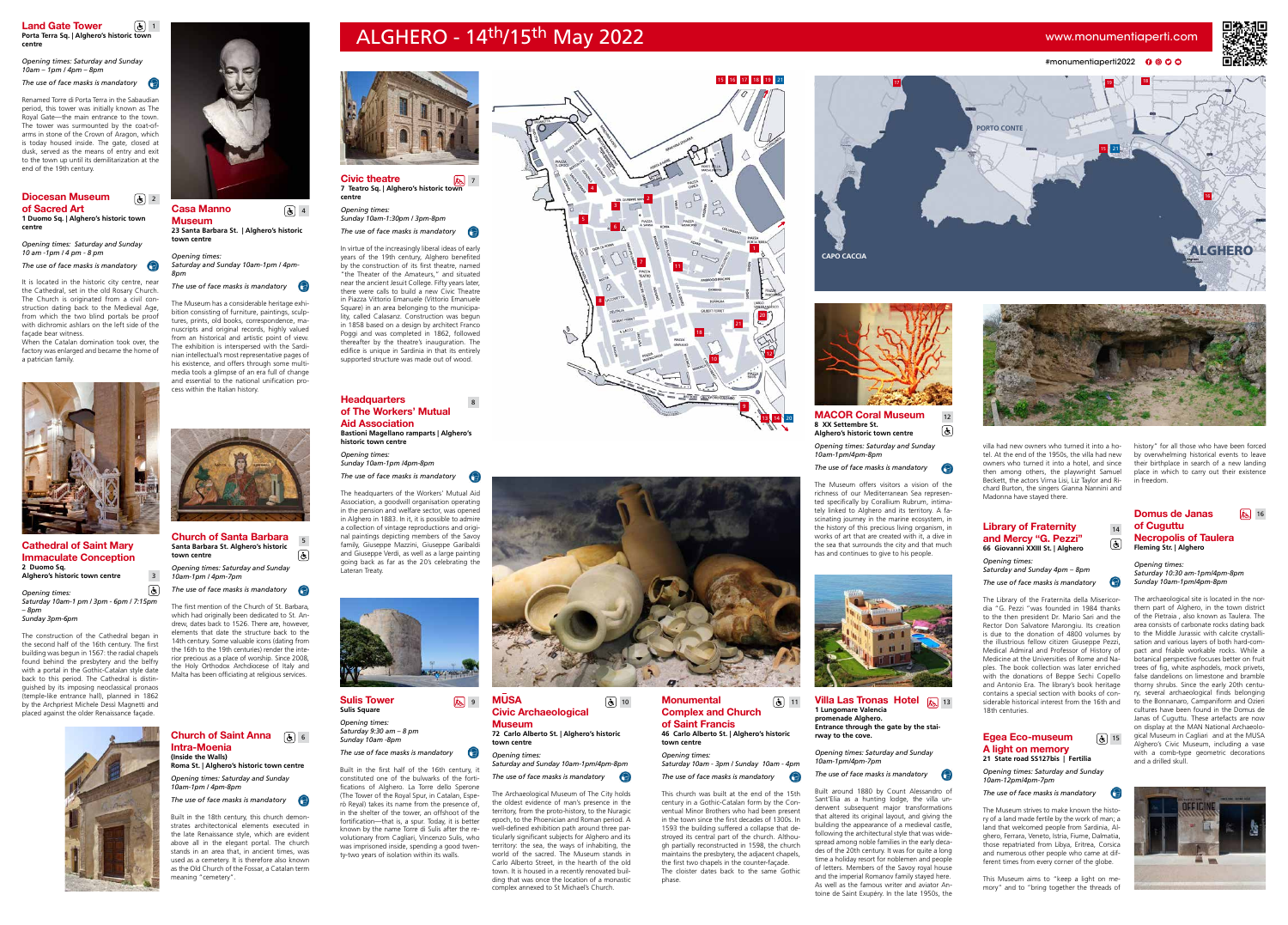# ALGHERO - 14th/15th May 2022

www.monumentiaperti.com

#monumentiaperti2022

## Land Gate Tower 1

**Porta Terra Sq. | Alghero's historic town centre**

*Opening times: Saturday and Sunday 10am – 1pm / 4pm – 8pm*

*The use of face masks is mandatory*

Renamed Torre di Porta Terra in the Sabaudian period, this tower was initially known as The Royal Gate—the main entrance to the town. The tower was surmounted by the coat-of-arms in stone of the Crown of Aragon, which is today housed inside. The gate, closed at dusk, served as the means of entry and exit to the town up until its demilitarization at the end of the 19th century.

## Diocesan Museum of Sacred Art 2

**1 Duomo Sq. | Alghero's historic town centre**

*Opening times: Saturday and Sunday 10 am -1pm / 4 pm - 8 pm*

*The use of face masks is mandatory*

It is located in the historic city centre, near the Cathedral, set in the old Rosary Church. The Church is originated from a civil construction dating back to the Medieval Age, from which the two blind portals be proof with dichromic ashlars on the left side of the façade bear witness.

When the Catalan domination took over, the factory was enlarged and became the home of a patrician family.

## Cathedral of Saint Mary Immaculate Conception 3

**2 Duomo Sq. Alghero's historic town centre**

*Opening times: Saturday 10am-1 pm / 3pm - 6pm / 7:15pm – 8pm*
*Sunday 3pm-6pm*

The construction of the Cathedral began in the second half of the 16th century. The first building was begun in 1567: the radial chapels found behind the presbytery and the belfry with a portal in the Gothic-Catalan style date back to this period. The Cathedral is distinguished by its imposing neoclassical pronaos (temple-like entrance hall), planned in 1862 by the Archpriest Michele Dessì Magnetti and placed against the older Renaissance façade.

## Casa Manno Museum 4

**23 Santa Barbara St. | Alghero's historic town centre**

*Opening times: Saturday and Sunday 10am-1pm / 4pm-8pm*

*The use of face masks is mandatory*

The Museum has a considerable heritage exhibition consisting of furniture, paintings, sculptures, prints, old books, correspondence, manuscripts and original records, highly valued from an historical and artistic point of view. The exhibition is interspersed with the Sardinian intellectual's most representative pages of his existence, and offers through some multimedia tools a glimpse of an era full of change and essential to the national unification process within the Italian history.

## Church of Santa Barbara 5

**Santa Barbara St. Alghero's historic town centre**

*Opening times: Saturday and Sunday 10am-1pm / 4pm-7pm*

*The use of face masks is mandatory*

The first mention of the Church of St. Barbara, which had originally been dedicated to St. Andrew, dates back to 1526. There are, however, elements that date the structure back to the 14th century. Some valuable icons (dating from the 16th to the 19th centuries) render the interior precious as a place of worship. Since 2008, the Holy Orthodox Archdiocese of Italy and Malta has been officiating at religious services.

## Church of Saint Anna Intra-Moenia 6

**(Inside the Walls)**
**Roma St. | Alghero's historic town centre**

*Opening times: Saturday and Sunday 10am-1pm / 4pm-8pm*

*The use of face masks is mandatory*

Built in the 18th century, this church demonstrates architectonical elements executed in the late Renaissance style, which are evident above all in the elegant portal. The church stands in an area that, in ancient times, was used as a cemetery. It is therefore also known as the Old Church of the Fossar, a Catalan term meaning "cemetery".

## Civic theatre 7

**7 Teatro Sq. | Alghero's historic town centre**

*Opening times: Sunday 10am-1:30pm / 3pm-8pm*

*The use of face masks is mandatory*

In virtue of the increasingly liberal ideas of early years of the 19th century, Alghero benefited by the construction of its first theatre, named "the Theater of the Amateurs," and situated near the ancient Jesuit College. Fifty years later, there were calls to build a new Civic Theatre in Piazza Vittorio Emanuele (Vittorio Emanuele Square) in an area belonging to the municipality, called Calasanz. Construction was begun in 1858 based on a design by architect Franco Poggi and was completed in 1862, followed thereafter by the theatre's inauguration. The edifice is unique in Sardinia in that its entirely supported structure was made out of wood.

## Headquarters of The Workers' Mutual Aid Association 8

**Bastioni Magellano ramparts | Alghero's historic town centre**

*Opening times: Sunday 10am-1pm /4pm-8pm*

*The use of face masks is mandatory*

The headquarters of the Workers' Mutual Aid Association, a goodwill organisation operating in the pension and welfare sector, was opened in Alghero in 1883. In it, it is possible to admire a collection of vintage reproductions and original paintings depicting members of the Savoy family, Giuseppe Mazzini, Giuseppe Garibaldi and Giuseppe Verdi, as well as a large painting going back as far as the 20's celebrating the Lateran Treaty.

## Sulis Tower 9

**Sulis Square**

*Opening times: Saturday 9:30 am – 8 pm*
*Sunday 10am -8pm*

*The use of face masks is mandatory*

Built in the first half of the 16th century, it constituted one of the bulwarks of the fortifications of Alghero. La Torre dello Sperone (The Tower of the Royal Spur, in Catalan, Esperò Reyal) takes its name from the presence of, in the shelter of the tower, an offshoot of the fortification—that is, a spur. Today, it is better known by the name Torre di Sulis after the revolutionary from Cagliari, Vincenzo Sulis, who was imprisoned inside, spending a good twenty-two years of isolation within its walls.

## MUSA Civic Archaeological Museum 10

**72 Carlo Alberto St. | Alghero's historic town centre**

*Opening times: Saturday and Sunday 10am-1pm/4pm-8pm*

*The use of face masks is mandatory*

The Archaeological Museum of The City holds the oldest evidence of man's presence in the territory, from the proto-history, to the Nuragic epoch, to the Phoenician and Roman period. A well-defined exhibition path around three particularly significant subjects for Alghero and its territory: the sea, the ways of inhabiting, the world of the sacred. The Museum stands in Carlo Alberto Street, in the hearth of the old town. It is housed in a recently renovated building that was once the location of a monastic complex annexed to St Michael's Church.

## Monumental Complex and Church of Saint Francis 11

**46 Carlo Alberto St. | Alghero's historic town centre**

*Opening times: Saturday 10am - 3pm / Sunday 10am - 4pm*

*The use of face masks is mandatory*

This church was built at the end of the 15th century in a Gothic-Catalan form by the Conventual Minor Brothers who had been present in the town since the first decades of 1300s. In 1593 the building suffered a collapse that destroyed its central part of the church. Although partially reconstructed in 1598, the church maintains the presbytery, the adjacent chapels, the first two chapels in the counter-façade. The cloister dates back to the same Gothic phase.

## MACOR Coral Museum 12

**8 XX Settembre St. Alghero's historic town centre**

*Opening times: Saturday and Sunday 10am-1pm/4pm-8pm*

*The use of face masks is mandatory*

The Museum offers visitors a vision of the richness of our Mediterranean Sea represented specifically by Corallium Rubrum, intimately linked to Alghero and its territory. A fascinating journey in the marine ecosystem, in the history of this precious living organism, in works of art that are created with it, a dive in the sea that surrounds the city and that much has and continues to give to his people.

## Villa Las Tronas Hotel 13

**1 Lungomare Valencia promenade Alghero. Entrance through the gate by the stairway to the cove.**

*Opening times: Saturday and Sunday 10am-1pm/4pm-7pm*

*The use of face masks is mandatory*

Built around 1880 by Count Alessandro of Sant'Elia as a hunting lodge, the villa underwent subsequent major transformations that altered its original layout, and giving the building the appearance of a medieval castle, following the architectural style that was widespread among noble families in the early decades of the 20th century. It was for quite a long time a holiday resort for noblemen and people of letters. Members of the Savoy royal house and the imperial Romanov family stayed here. As well as the famous writer and aviator Antoine de Saint Exupéry. In the late 1950s, the villa had new owners who turned it into a hotel. At the end of the 1950s, the villa had new owners who turned it into a hotel, and since then among others, the playwright Samuel Beckett, the actors Virna Lisi, Liz Taylor and Richard Burton, the singers Gianna Nannini and Madonna have stayed there.

## Library of Fraternity and Mercy "G. Pezzi" 14

**66 Giovanni XXIII St. | Alghero**

*Opening times: Saturday and Sunday 4pm – 8pm*

*The use of face masks is mandatory*

The Library of the Fraternita della Misericordia "G. Pezzi "was founded in 1984 thanks to the then president Dr. Mario Sari and the Rector Don Salvatore Marongiu. Its creation is due to the donation of 4800 volumes by the illustrious fellow citizen Giuseppe Pezzi, Medical Admiral and Professor of History of Medicine at the Universities of Rome and Naples. The book collection was later enriched with the donations of Beppe Sechi Copello and Antonio Era. The library's book heritage contains a special section with books of considerable historical interest from the 16th and 18th centuries.

## Egea Eco-museum A light on memory 15

**21 State road SS127bis | Fertilia**

*Opening times: Saturday and Sunday 10am-12pm/4pm-7pm*

*The use of face masks is mandatory*

The Museum strives to make known the history of a land made fertile by the work of man; a land that welcomed people from Sardinia, Alghero, Ferrara, Veneto, Istria, Fiume, Dalmatia, those repatriated from Libya, Eritrea, Corsica and numerous other people who came at different times from every corner of the globe.

This Museum aims to "keep a light on memory" and to "bring together the threads of history" for all those who have been forced by overwhelming historical events to leave their birthplace in search of a new landing place in which to carry out their existence in freedom.

## Domus de Janas of Cuguttu Necropolis of Taulera 16

**Fleming Str. | Alghero**

*Opening times: Saturday 10:30 am-1pm/4pm-8pm*
*Sunday 10am-1pm/4pm-8pm*

The archaeological site is located in the northern part of Alghero, in the town district of the Pietraia , also known as Taulera. The area consists of carbonate rocks dating back to the Middle Jurassic with calcite crystallisation and various layers of both hard-compact and friable workable rocks. While a botanical perspective focuses better on fruit trees of fig, white asphodels, mock privets, false dandelions on limestone and bramble thorny shrubs. Since the early 20th century, several archaeological finds belonging to the Bonnanaro, Campaniform and Ozieri cultures have been found in the Domus de Janas of Cuguttu. These artefacts are now on display at the MAN National Archaeological Museum in Cagliari and at the MUSA Alghero's Civic Museum, including a vase with a comb-type geometric decorations and a drilled skull.